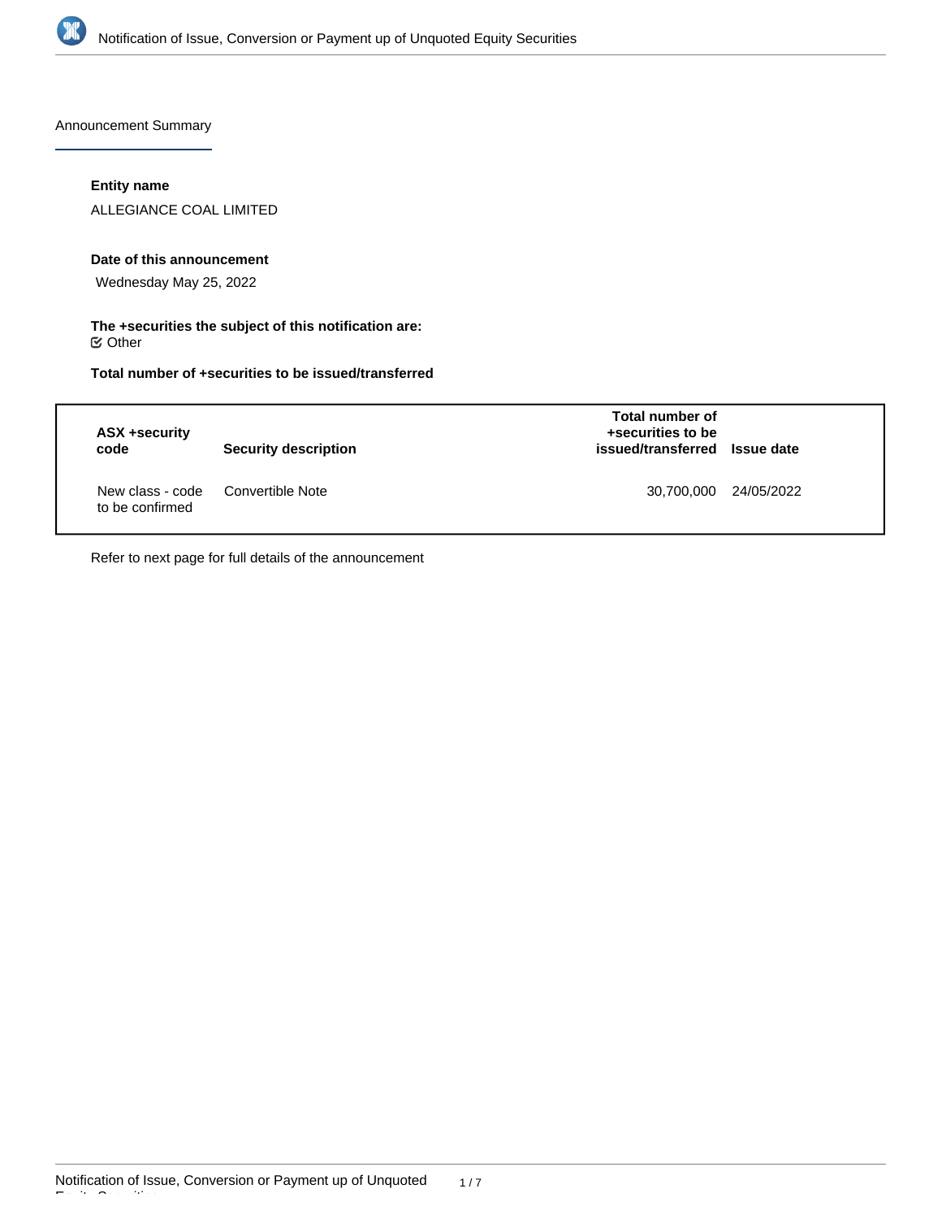Announcement Summary

**Entity name**

ALLEGIANCE COAL LIMITED

**Date of this announcement**

Wednesday May 25, 2022

**The +securities the subject of this notification are:**

☑ Other

**Total number of +securities to be issued/transferred**

| ASX +security code | Security description | Total number of +securities to be issued/transferred | Issue date |
|---|---|---|---|
| New class - code to be confirmed | Convertible Note | 30,700,000 | 24/05/2022 |

Refer to next page for full details of the announcement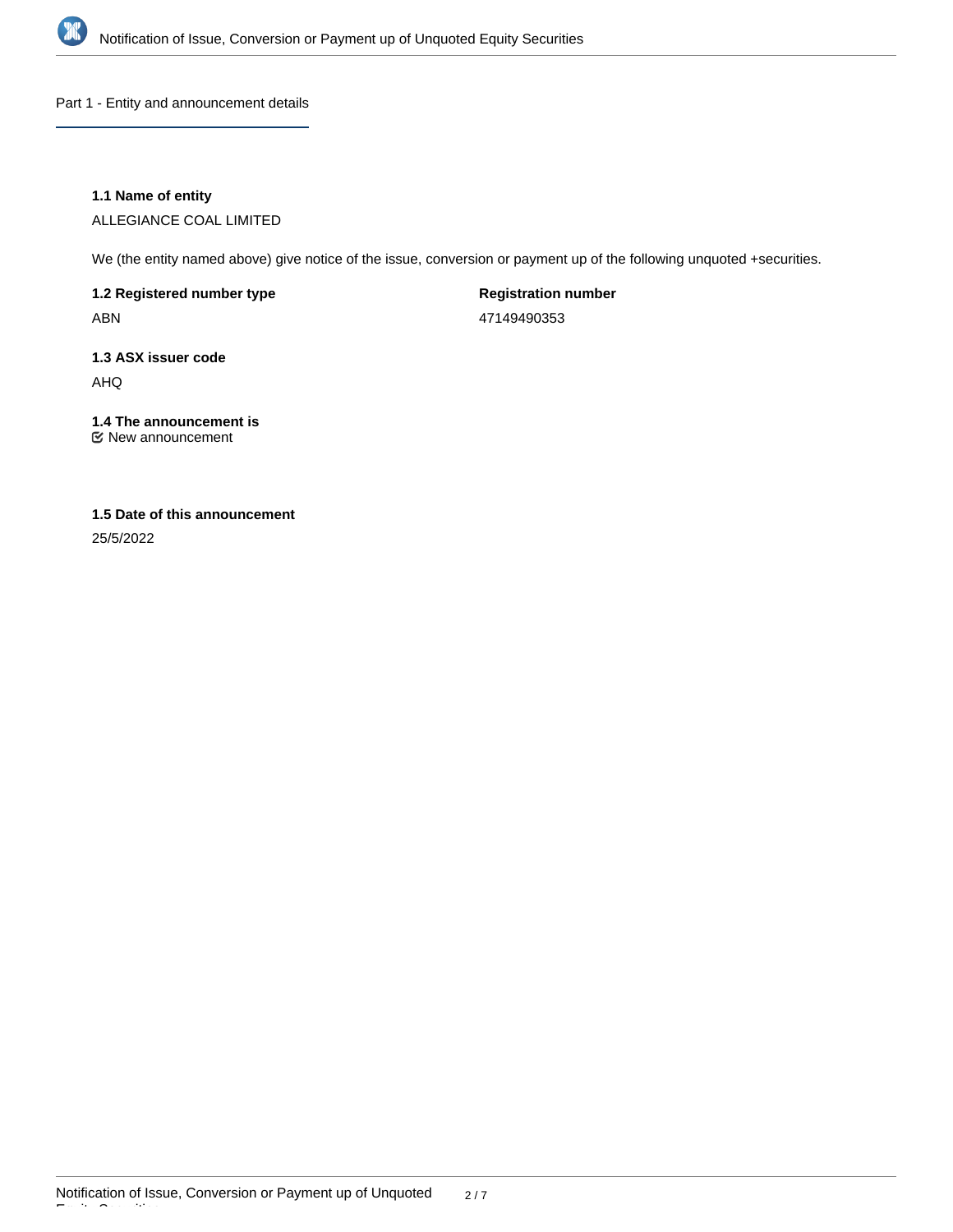## Part 1 - Entity and announcement details

**1.1 Name of entity**

ALLEGIANCE COAL LIMITED

We (the entity named above) give notice of the issue, conversion or payment up of the following unquoted +securities.

**1.2 Registered number type**

ABN

**Registration number**

47149490353

**1.3 ASX issuer code**

AHQ

**1.4 The announcement is**

☑ New announcement

**1.5 Date of this announcement**

25/5/2022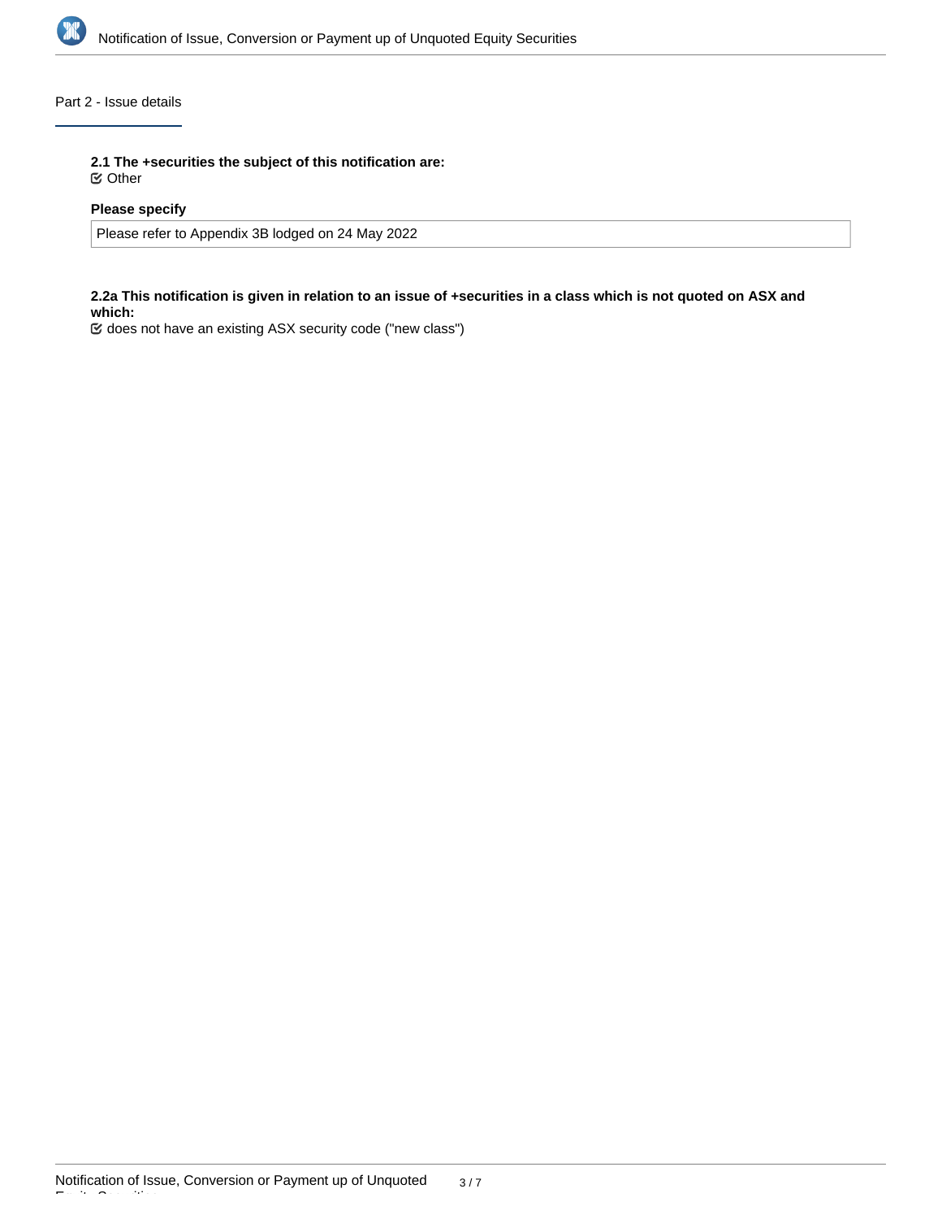## Part 2 - Issue details

**2.1 The +securities the subject of this notification are:**

☑ Other

**Please specify**

Please refer to Appendix 3B lodged on 24 May 2022

**2.2a This notification is given in relation to an issue of +securities in a class which is not quoted on ASX and which:**

☑ does not have an existing ASX security code ("new class")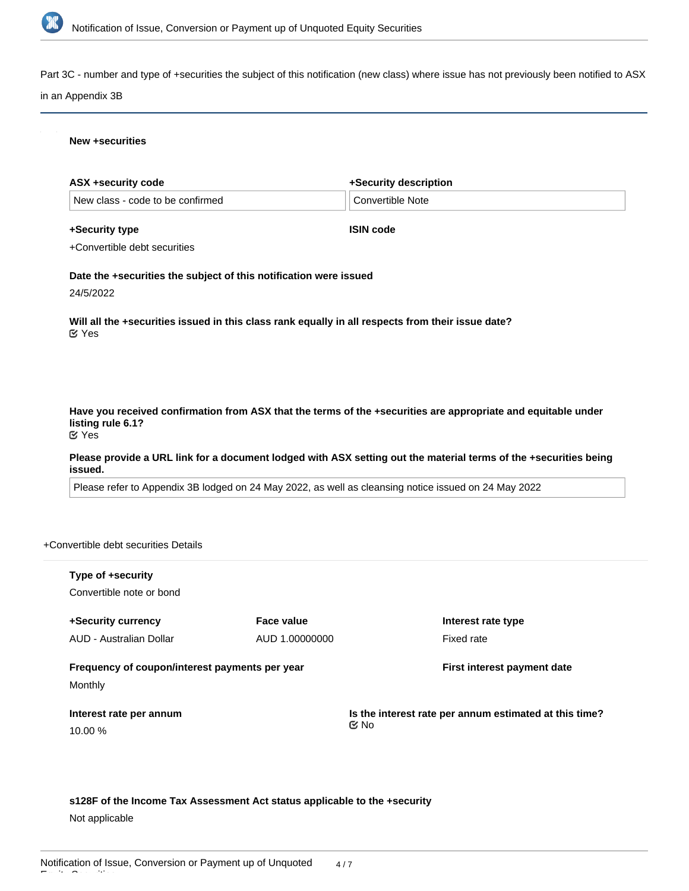Part 3C - number and type of +securities the subject of this notification (new class) where issue has not previously been notified to ASX in an Appendix 3B

**New +securities**

| **ASX +security code** | **+Security description** |
| --- | --- |
| New class - code to be confirmed | Convertible Note |

**+Security type**

+Convertible debt securities

**ISIN code**

**Date the +securities the subject of this notification were issued**

24/5/2022

**Will all the +securities issued in this class rank equally in all respects from their issue date?**

Yes

**Have you received confirmation from ASX that the terms of the +securities are appropriate and equitable under listing rule 6.1?**

Yes

**Please provide a URL link for a document lodged with ASX setting out the material terms of the +securities being issued.**

Please refer to Appendix 3B lodged on 24 May 2022, as well as cleansing notice issued on 24 May 2022

+Convertible debt securities Details

**Type of +security**

Convertible note or bond

| **+Security currency** | **Face value** | **Interest rate type** |
| --- | --- | --- |
| AUD - Australian Dollar | AUD 1.00000000 | Fixed rate |

**Frequency of coupon/interest payments per year**

Monthly

**First interest payment date**

**Interest rate per annum**

10.00 %

**Is the interest rate per annum estimated at this time?**

No

**s128F of the Income Tax Assessment Act status applicable to the +security**

Not applicable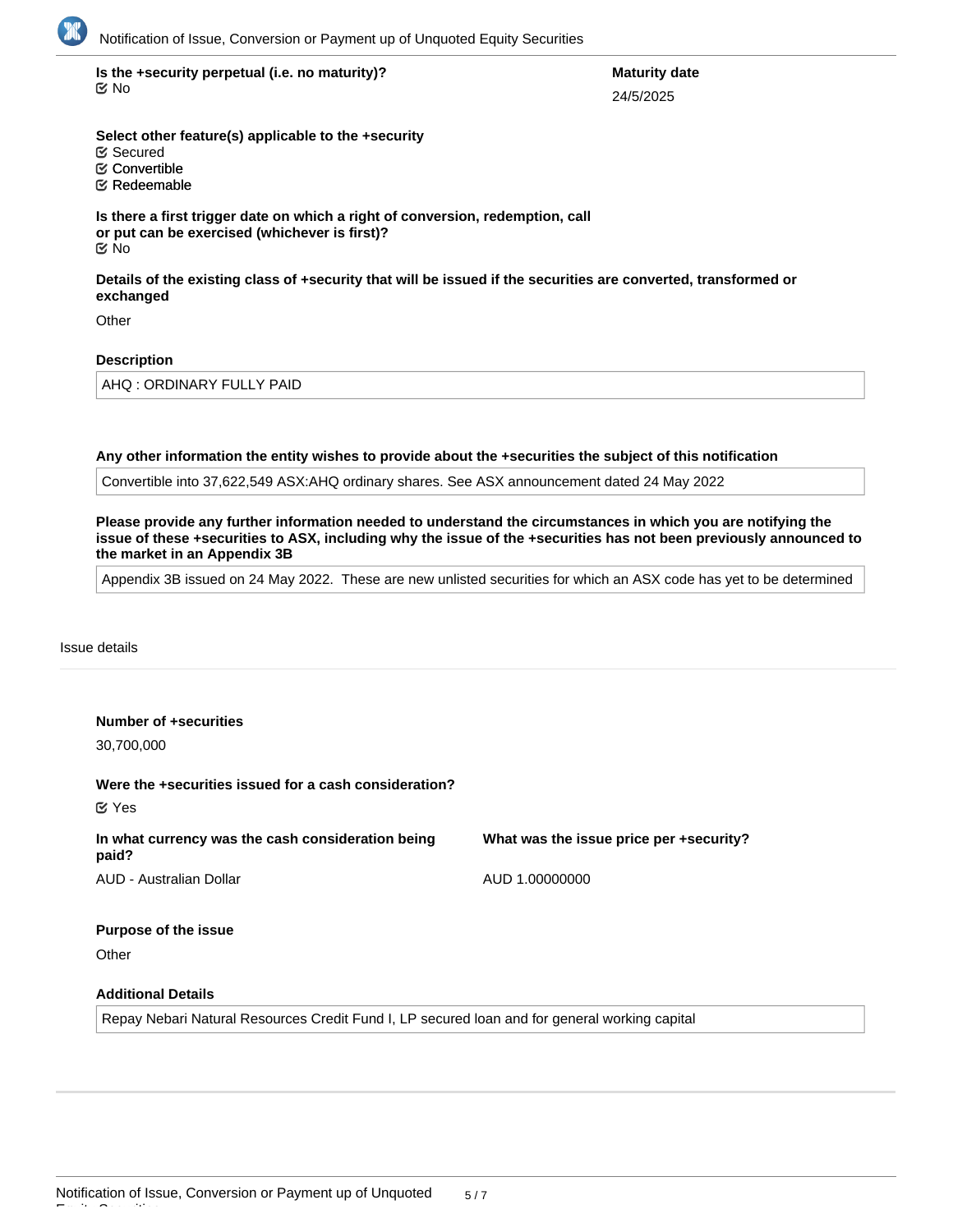**Is the +security perpetual (i.e. no maturity)?**

☑ No

**Maturity date**

24/5/2025

**Select other feature(s) applicable to the +security**

☑ Secured
☑ Convertible
☑ Redeemable

**Is there a first trigger date on which a right of conversion, redemption, call or put can be exercised (whichever is first)?**

☑ No

**Details of the existing class of +security that will be issued if the securities are converted, transformed or exchanged**

Other

**Description**

AHQ : ORDINARY FULLY PAID

**Any other information the entity wishes to provide about the +securities the subject of this notification**

Convertible into 37,622,549 ASX:AHQ ordinary shares. See ASX announcement dated 24 May 2022

**Please provide any further information needed to understand the circumstances in which you are notifying the issue of these +securities to ASX, including why the issue of the +securities has not been previously announced to the market in an Appendix 3B**

Appendix 3B issued on 24 May 2022. These are new unlisted securities for which an ASX code has yet to be determined

## Issue details

**Number of +securities**

30,700,000

**Were the +securities issued for a cash consideration?**

☑ Yes

**In what currency was the cash consideration being paid?**

AUD - Australian Dollar

**What was the issue price per +security?**

AUD 1.00000000

**Purpose of the issue**

Other

**Additional Details**

Repay Nebari Natural Resources Credit Fund I, LP secured loan and for general working capital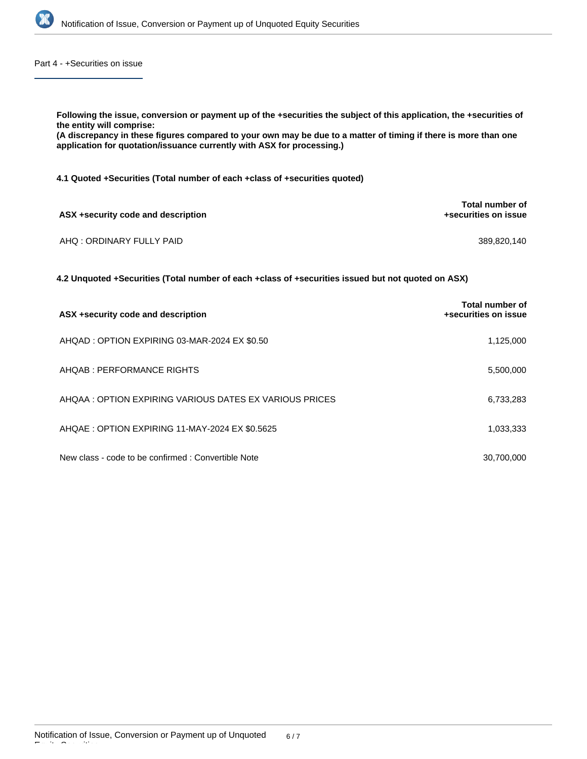## Part 4 - +Securities on issue

**Following the issue, conversion or payment up of the +securities the subject of this application, the +securities of the entity will comprise:**
**(A discrepancy in these figures compared to your own may be due to a matter of timing if there is more than one application for quotation/issuance currently with ASX for processing.)**

### 4.1 Quoted +Securities (Total number of each +class of +securities quoted)

| ASX +security code and description | Total number of +securities on issue |
|---|---|
| AHQ : ORDINARY FULLY PAID | 389,820,140 |

### 4.2 Unquoted +Securities (Total number of each +class of +securities issued but not quoted on ASX)

| ASX +security code and description | Total number of +securities on issue |
|---|---|
| AHQAD : OPTION EXPIRING 03-MAR-2024 EX $0.50 | 1,125,000 |
| AHQAB : PERFORMANCE RIGHTS | 5,500,000 |
| AHQAA : OPTION EXPIRING VARIOUS DATES EX VARIOUS PRICES | 6,733,283 |
| AHQAE : OPTION EXPIRING 11-MAY-2024 EX $0.5625 | 1,033,333 |
| New class - code to be confirmed : Convertible Note | 30,700,000 |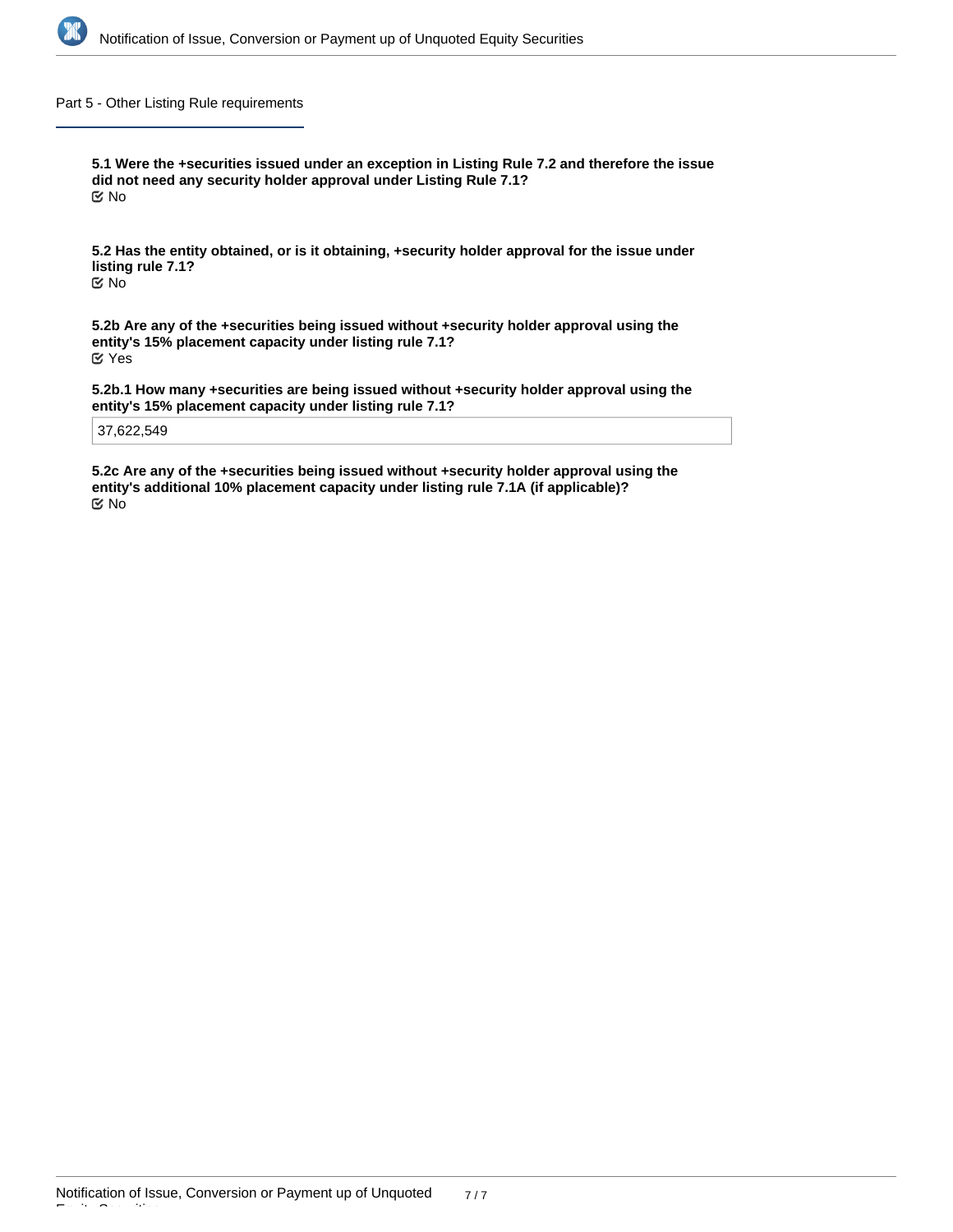## Part 5 - Other Listing Rule requirements

**5.1 Were the +securities issued under an exception in Listing Rule 7.2 and therefore the issue did not need any security holder approval under Listing Rule 7.1?**

No

**5.2 Has the entity obtained, or is it obtaining, +security holder approval for the issue under listing rule 7.1?**

No

**5.2b Are any of the +securities being issued without +security holder approval using the entity's 15% placement capacity under listing rule 7.1?**

Yes

**5.2b.1 How many +securities are being issued without +security holder approval using the entity's 15% placement capacity under listing rule 7.1?**

37,622,549

**5.2c Are any of the +securities being issued without +security holder approval using the entity's additional 10% placement capacity under listing rule 7.1A (if applicable)?**

No